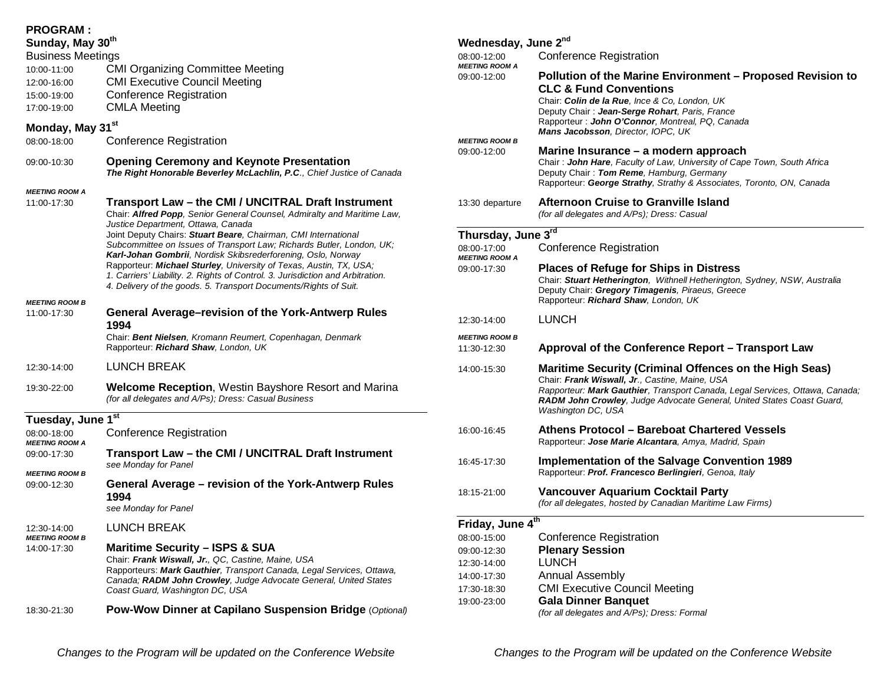**PROGRAM :**

## Sunday, May 30th

Business Meetings

10:00-11:00 CMI Organizing Committee Meeting
12:00-16:00 CMI Executive Council Meeting
15:00-19:00 Conference Registration
17:00-19:00 CMLA Meeting

## Monday, May 31st

08:00-18:00 Conference Registration

09:00-10:30 **Opening Ceremony and Keynote Presentation**
***The Right Honorable Beverley McLachlin, P.C**., Chief Justice of Canada*

***MEETING ROOM A***

11:00-17:30 **Transport Law – the CMI / UNCITRAL Draft Instrument**
*Chair: **Alfred Popp**, Senior General Counsel, Admiralty and Maritime Law, Justice Department, Ottawa, Canada*
*Joint Deputy Chairs: **Stuart Beare**, Chairman, CMI International Subcommittee on Issues of Transport Law; Richards Butler, London, UK; **Karl-Johan Gombrii**, Nordisk Skibsrederforening, Oslo, Norway*
*Rapporteur: **Michael Sturley**, University of Texas, Austin, TX, USA;*
*1. Carriers' Liability. 2. Rights of Control. 3. Jurisdiction and Arbitration. 4. Delivery of the goods. 5. Transport Documents/Rights of Suit.*

***MEETING ROOM B***

11:00-17:30 **General Average–revision of the York-Antwerp Rules 1994**
*Chair: **Bent Nielsen**, Kromann Reumert, Copenhagen, Denmark*
*Rapporteur: **Richard Shaw**, London, UK*

12:30-14:00 LUNCH BREAK

19:30-22:00 **Welcome Reception**, Westin Bayshore Resort and Marina
*(for all delegates and A/Ps); Dress: Casual Business*

## Tuesday, June 1st

08:00-18:00 Conference Registration

***MEETING ROOM A***

09:00-17:30 **Transport Law – the CMI / UNCITRAL Draft Instrument**
*see Monday for Panel*

***MEETING ROOM B***

09:00-12:30 **General Average – revision of the York-Antwerp Rules 1994**
*see Monday for Panel*

12:30-14:00 LUNCH BREAK

***MEETING ROOM B***

14:00-17:30 **Maritime Security – ISPS & SUA**
*Chair: **Frank Wiswall, Jr.**, QC, Castine, Maine, USA*
*Rapporteurs: **Mark Gauthier**, Transport Canada, Legal Services, Ottawa, Canada; **RADM John Crowley**, Judge Advocate General, United States Coast Guard, Washington DC, USA*

18:30-21:30 **Pow-Wow Dinner at Capilano Suspension Bridge** (*Optional*)

*Changes to the Program will be updated on the Conference Website*

## Wednesday, June 2nd

08:00-12:00 Conference Registration

***MEETING ROOM A***

09:00-12:00 **Pollution of the Marine Environment – Proposed Revision to CLC & Fund Conventions**
*Chair: **Colin de la Rue**, Ince & Co, London, UK*
*Deputy Chair : **Jean-Serge Rohart**, Paris, France*
*Rapporteur : **John O'Connor**, Montreal, PQ, Canada*
***Mans Jacobsson**, Director, IOPC, UK*

***MEETING ROOM B***

09:00-12:00 **Marine Insurance – a modern approach**
*Chair : **John Hare**, Faculty of Law, University of Cape Town, South Africa*
*Deputy Chair : **Tom Reme**, Hamburg, Germany*
*Rapporteur: **George Strathy**, Strathy & Associates, Toronto, ON, Canada*

13:30 departure **Afternoon Cruise to Granville Island**
*(for all delegates and A/Ps); Dress: Casual*

## Thursday, June 3rd

08:00-17:00 Conference Registration

***MEETING ROOM A***

09:00-17:30 **Places of Refuge for Ships in Distress**
*Chair: **Stuart Hetherington**, Withnell Hetherington, Sydney, NSW, Australia*
*Deputy Chair: **Gregory Timagenis**, Piraeus, Greece*
*Rapporteur: **Richard Shaw**, London, UK*

12:30-14:00 LUNCH

***MEETING ROOM B***

11:30-12:30 **Approval of the Conference Report – Transport Law**

14:00-15:30 **Maritime Security (Criminal Offences on the High Seas)**
*Chair: **Frank Wiswall, Jr**., Castine, Maine, USA*
*Rapporteur: **Mark Gauthier**, Transport Canada, Legal Services, Ottawa, Canada; **RADM John Crowley**, Judge Advocate General, United States Coast Guard, Washington DC, USA*

16:00-16:45 **Athens Protocol – Bareboat Chartered Vessels**
*Rapporteur: **Jose Marie Alcantara**, Amya, Madrid, Spain*

16:45-17:30 **Implementation of the Salvage Convention 1989**
*Rapporteur: **Prof. Francesco Berlingieri**, Genoa, Italy*

18:15-21:00 **Vancouver Aquarium Cocktail Party**
*(for all delegates, hosted by Canadian Maritime Law Firms)*

## Friday, June 4th

08:00-15:00 Conference Registration
09:00-12:30 **Plenary Session**
12:30-14:00 LUNCH
14:00-17:30 Annual Assembly
17:30-18:30 CMI Executive Council Meeting
19:00-23:00 **Gala Dinner Banquet**
*(for all delegates and A/Ps); Dress: Formal*

*Changes to the Program will be updated on the Conference Website*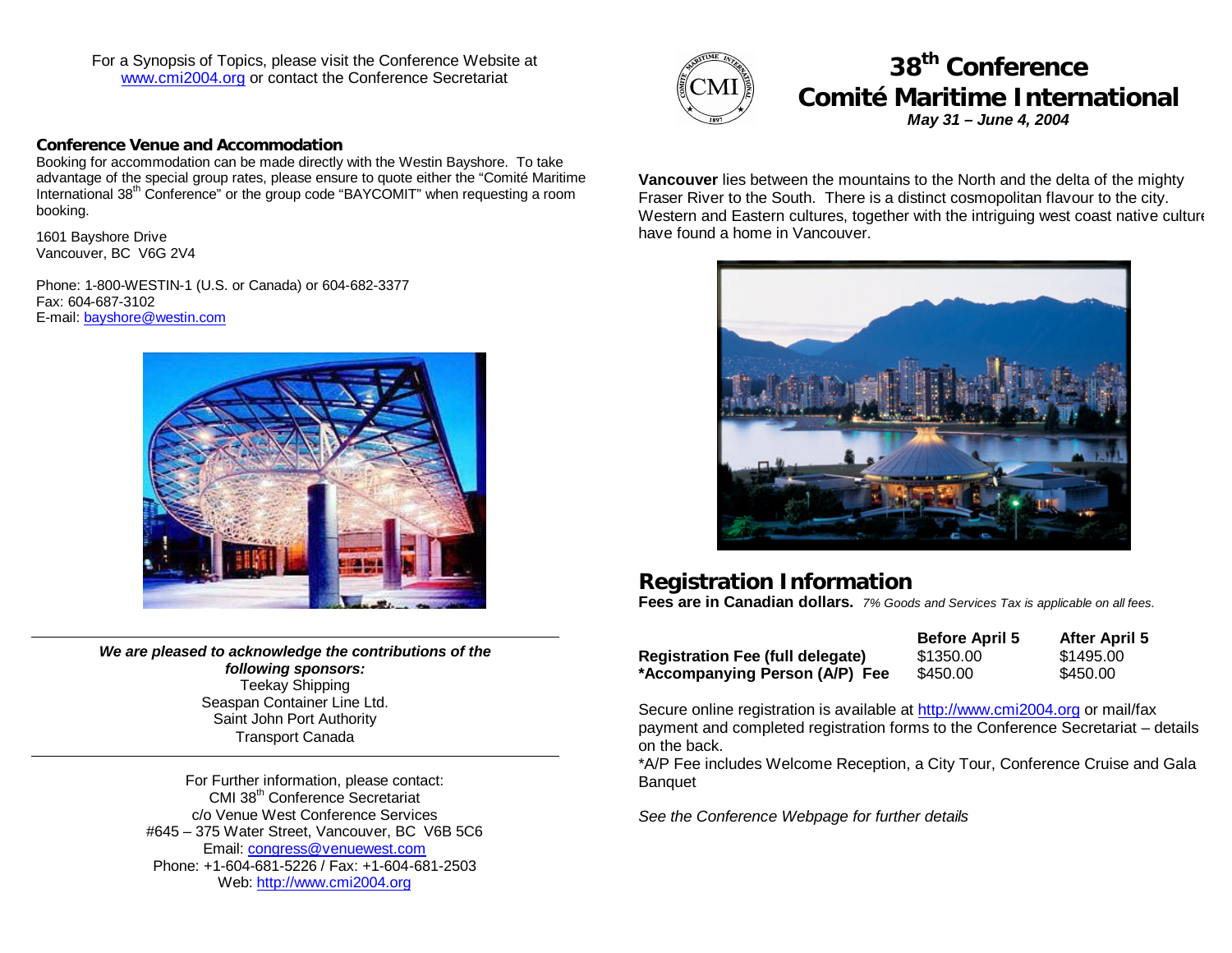For a Synopsis of Topics, please visit the Conference Website at www.cmi2004.org or contact the Conference Secretariat

### Conference Venue and Accommodation

Booking for accommodation can be made directly with the Westin Bayshore. To take advantage of the special group rates, please ensure to quote either the "Comité Maritime International 38th Conference" or the group code "BAYCOMIT" when requesting a room booking.

1601 Bayshore Drive
Vancouver, BC V6G 2V4

Phone: 1-800-WESTIN-1 (U.S. or Canada) or 604-682-3377
Fax: 604-687-3102
E-mail: bayshore@westin.com

***We are pleased to acknowledge the contributions of the following sponsors:***

Teekay Shipping
Seaspan Container Line Ltd.
Saint John Port Authority
Transport Canada

For Further information, please contact:
CMI 38th Conference Secretariat
c/o Venue West Conference Services
#645 – 375 Water Street, Vancouver, BC V6B 5C6
Email: congress@venuewest.com
Phone: +1-604-681-5226 / Fax: +1-604-681-2503
Web: http://www.cmi2004.org

# 38th Conference Comité Maritime International

***May 31 – June 4, 2004***

**Vancouver** lies between the mountains to the North and the delta of the mighty Fraser River to the South. There is a distinct cosmopolitan flavour to the city. Western and Eastern cultures, together with the intriguing west coast native culture have found a home in Vancouver.

## Registration Information

**Fees are in Canadian dollars.** *7% Goods and Services Tax is applicable on all fees.*

| | Before April 5 | After April 5 |
|---|---|---|
| **Registration Fee (full delegate)** | $1350.00 | $1495.00 |
| **\*Accompanying Person (A/P) Fee** | $450.00 | $450.00 |

Secure online registration is available at http://www.cmi2004.org or mail/fax payment and completed registration forms to the Conference Secretariat – details on the back.

*A/P Fee includes Welcome Reception, a City Tour, Conference Cruise and Gala Banquet

*See the Conference Webpage for further details*